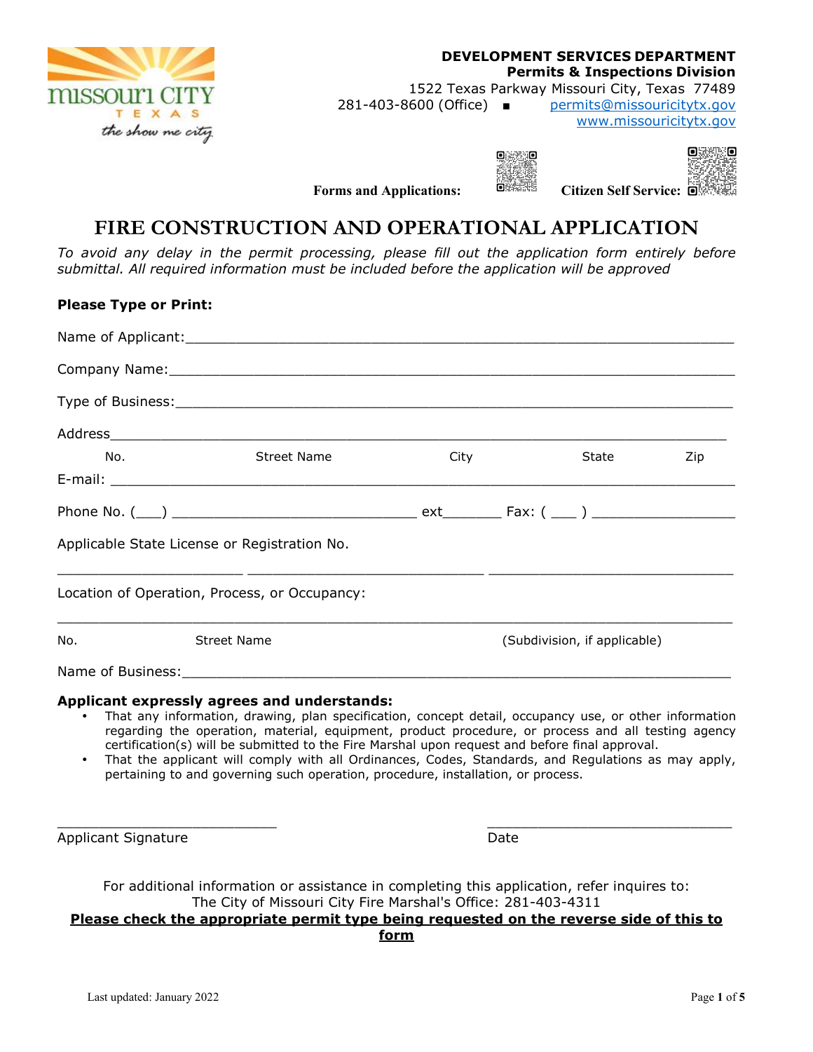**DEVELOPMENT SERVICES DEPARTMENT**
**Permits & Inspections Division**
1522 Texas Parkway Missouri City, Texas 77489
281-403-8600 (Office) ▪ permits@missouricitytx.gov
www.missouricitytx.gov

**Forms and Applications:** **Citizen Self Service:**

# FIRE CONSTRUCTION AND OPERATIONAL APPLICATION

*To avoid any delay in the permit processing, please fill out the application form entirely before submittal. All required information must be included before the application will be approved*

**Please Type or Print:**

Name of Applicant:_______________________________________________________________

Company Name:_________________________________________________________________

Type of Business:_______________________________________________________________

Address_______________________________________________________________________

No. Street Name City State Zip

E-mail: _______________________________________________________________________

Phone No. (___) ____________________________ ext_______ Fax: ( ___ ) ________________

Applicable State License or Registration No.

_____________________ ___________________________ ____________________________

Location of Operation, Process, or Occupancy:

______________________________________________________________________________

No. Street Name (Subdivision, if applicable)

Name of Business:_______________________________________________________________

**Applicant expressly agrees and understands:**

- That any information, drawing, plan specification, concept detail, occupancy use, or other information regarding the operation, material, equipment, product procedure, or process and all testing agency certification(s) will be submitted to the Fire Marshal upon request and before final approval.
- That the applicant will comply with all Ordinances, Codes, Standards, and Regulations as may apply, pertaining to and governing such operation, procedure, installation, or process.

___________________________ ____________________________

Applicant Signature Date

For additional information or assistance in completing this application, refer inquires to:
The City of Missouri City Fire Marshal's Office: 281-403-4311

**Please check the appropriate permit type being requested on the reverse side of this to form**

Last updated: January 2022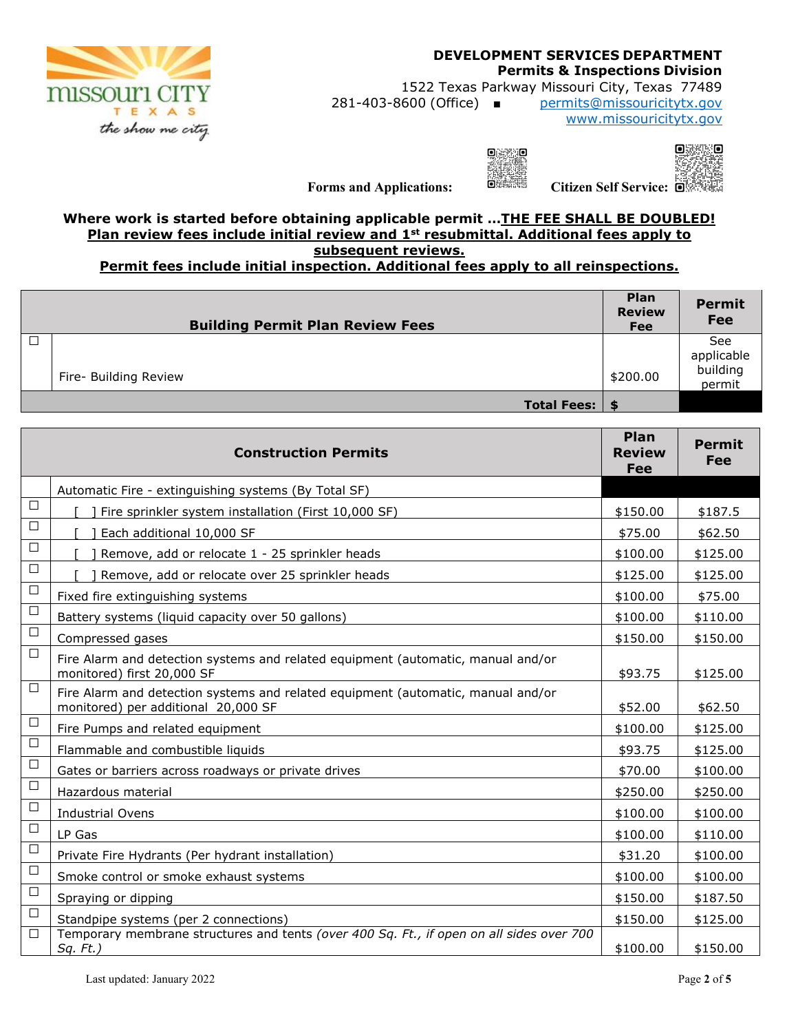**DEVELOPMENT SERVICES DEPARTMENT**
**Permits & Inspections Division**
1522 Texas Parkway Missouri City, Texas 77489
281-403-8600 (Office) ■ permits@missouricitytx.gov
www.missouricitytx.gov

**Forms and Applications:** **Citizen Self Service:**

**Where work is started before obtaining applicable permit …THE FEE SHALL BE DOUBLED!**
**Plan review fees include initial review and 1st resubmittal. Additional fees apply to subsequent reviews.**
**Permit fees include initial inspection. Additional fees apply to all reinspections.**

| | **Building Permit Plan Review Fees** | **Plan Review Fee** | **Permit Fee** |
|---|---|---|---|
| ☐ | Fire- Building Review | $200.00 | See applicable building permit |
| | **Total Fees:** | $ | |

| | **Construction Permits** | **Plan Review Fee** | **Permit Fee** |
|---|---|---|---|
| | Automatic Fire - extinguishing systems (By Total SF) | | |
| ☐ | [ ] Fire sprinkler system installation (First 10,000 SF) | $150.00 | $187.5 |
| ☐ | [ ] Each additional 10,000 SF | $75.00 | $62.50 |
| ☐ | [ ] Remove, add or relocate 1 - 25 sprinkler heads | $100.00 | $125.00 |
| ☐ | [ ] Remove, add or relocate over 25 sprinkler heads | $125.00 | $125.00 |
| ☐ | Fixed fire extinguishing systems | $100.00 | $75.00 |
| ☐ | Battery systems (liquid capacity over 50 gallons) | $100.00 | $110.00 |
| ☐ | Compressed gases | $150.00 | $150.00 |
| ☐ | Fire Alarm and detection systems and related equipment (automatic, manual and/or monitored) first 20,000 SF | $93.75 | $125.00 |
| ☐ | Fire Alarm and detection systems and related equipment (automatic, manual and/or monitored) per additional 20,000 SF | $52.00 | $62.50 |
| ☐ | Fire Pumps and related equipment | $100.00 | $125.00 |
| ☐ | Flammable and combustible liquids | $93.75 | $125.00 |
| ☐ | Gates or barriers across roadways or private drives | $70.00 | $100.00 |
| ☐ | Hazardous material | $250.00 | $250.00 |
| ☐ | Industrial Ovens | $100.00 | $100.00 |
| ☐ | LP Gas | $100.00 | $110.00 |
| ☐ | Private Fire Hydrants (Per hydrant installation) | $31.20 | $100.00 |
| ☐ | Smoke control or smoke exhaust systems | $100.00 | $100.00 |
| ☐ | Spraying or dipping | $150.00 | $187.50 |
| ☐ | Standpipe systems (per 2 connections) | $150.00 | $125.00 |
| ☐ | Temporary membrane structures and tents *(over 400 Sq. Ft., if open on all sides over 700 Sq. Ft.)* | $100.00 | $150.00 |

Last updated: January 2022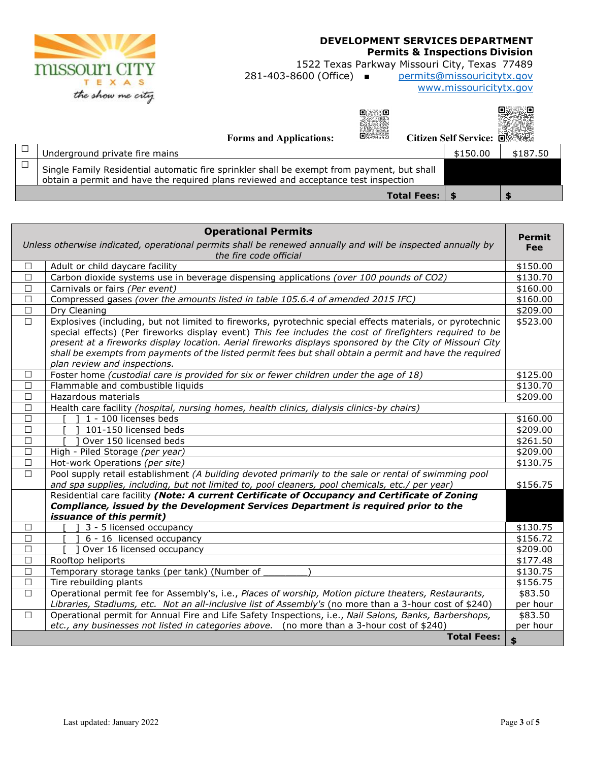**DEVELOPMENT SERVICES DEPARTMENT**
**Permits & Inspections Division**
1522 Texas Parkway Missouri City, Texas 77489
281-403-8600 (Office) ■ permits@missouricitytx.gov
www.missouricitytx.gov

**Forms and Applications:** **Citizen Self Service:**

| | | | |
|---|---|---|---|
| ☐ | Underground private fire mains | $150.00 | $187.50 |
| ☐ | Single Family Residential automatic fire sprinkler shall be exempt from payment, but shall obtain a permit and have the required plans reviewed and acceptance test inspection | | |
| | **Total Fees:** | **$** | **$** |

| | **Operational Permits**<br>*Unless otherwise indicated, operational permits shall be renewed annually and will be inspected annually by the fire code official* | **Permit Fee** |
|---|---|---|
| ☐ | Adult or child daycare facility | $150.00 |
| ☐ | Carbon dioxide systems use in beverage dispensing applications *(over 100 pounds of CO2)* | $130.70 |
| ☐ | Carnivals or fairs *(Per event)* | $160.00 |
| ☐ | Compressed gases *(over the amounts listed in table 105.6.4 of amended 2015 IFC)* | $160.00 |
| ☐ | Dry Cleaning | $209.00 |
| ☐ | Explosives (including, but not limited to fireworks, pyrotechnic special effects materials, or pyrotechnic special effects) (Per fireworks display event) *This fee includes the cost of firefighters required to be present at a fireworks display location. Aerial fireworks displays sponsored by the City of Missouri City shall be exempts from payments of the listed permit fees but shall obtain a permit and have the required plan review and inspections.* | $523.00 |
| ☐ | Foster home *(custodial care is provided for six or fewer children under the age of 18)* | $125.00 |
| ☐ | Flammable and combustible liquids | $130.70 |
| ☐ | Hazardous materials | $209.00 |
| ☐ | Health care facility *(hospital, nursing homes, health clinics, dialysis clinics-by chairs)* | |
| ☐ | [ ] 1 - 100 licenses beds | $160.00 |
| ☐ | [ ] 101-150 licensed beds | $209.00 |
| ☐ | [ ] Over 150 licensed beds | $261.50 |
| ☐ | High - Piled Storage *(per year)* | $209.00 |
| ☐ | Hot-work Operations *(per site)* | $130.75 |
| ☐ | Pool supply retail establishment *(A building devoted primarily to the sale or rental of swimming pool and spa supplies, including, but not limited to, pool cleaners, pool chemicals, etc./ per year)* | $156.75 |
| | Residential care facility ***(Note: A current Certificate of Occupancy and Certificate of Zoning Compliance, issued by the Development Services Department is required prior to the issuance of this permit)*** | |
| ☐ | [ ] 3 - 5 licensed occupancy | $130.75 |
| ☐ | [ ] 6 - 16 licensed occupancy | $156.72 |
| ☐ | [ ] Over 16 licensed occupancy | $209.00 |
| ☐ | Rooftop heliports | $177.48 |
| ☐ | Temporary storage tanks (per tank) (Number of ________) | $130.75 |
| ☐ | Tire rebuilding plants | $156.75 |
| ☐ | Operational permit fee for Assembly's, i.e., *Places of worship, Motion picture theaters, Restaurants, Libraries, Stadiums, etc. Not an all-inclusive list of Assembly's* (no more than a 3-hour cost of $240) | $83.50 per hour |
| ☐ | Operational permit for Annual Fire and Life Safety Inspections, i.e., *Nail Salons, Banks, Barbershops, etc., any businesses not listed in categories above.* (no more than a 3-hour cost of $240) | $83.50 per hour |
| | **Total Fees:** | **$** |

Last updated: January 2022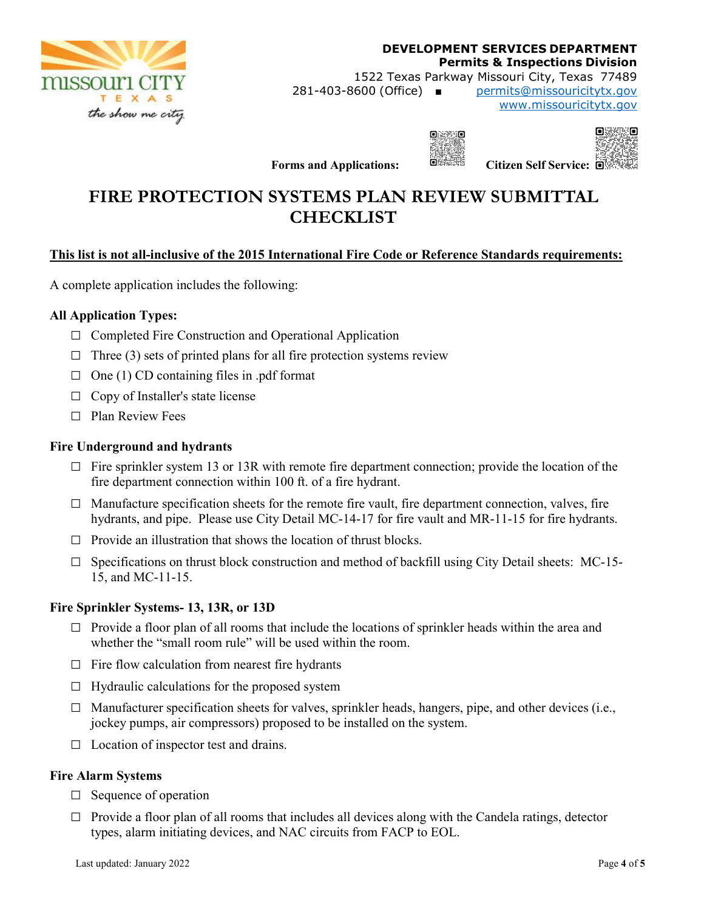**DEVELOPMENT SERVICES DEPARTMENT**
**Permits & Inspections Division**
1522 Texas Parkway Missouri City, Texas 77489
281-403-8600 (Office) ■ permits@missouricitytx.gov
www.missouricitytx.gov

**Forms and Applications:** **Citizen Self Service:**

# FIRE PROTECTION SYSTEMS PLAN REVIEW SUBMITTAL CHECKLIST

**This list is not all-inclusive of the 2015 International Fire Code or Reference Standards requirements:**

A complete application includes the following:

**All Application Types:**

- ☐ Completed Fire Construction and Operational Application
- ☐ Three (3) sets of printed plans for all fire protection systems review
- ☐ One (1) CD containing files in .pdf format
- ☐ Copy of Installer's state license
- ☐ Plan Review Fees

**Fire Underground and hydrants**

- ☐ Fire sprinkler system 13 or 13R with remote fire department connection; provide the location of the fire department connection within 100 ft. of a fire hydrant.
- ☐ Manufacture specification sheets for the remote fire vault, fire department connection, valves, fire hydrants, and pipe. Please use City Detail MC-14-17 for fire vault and MR-11-15 for fire hydrants.
- ☐ Provide an illustration that shows the location of thrust blocks.
- ☐ Specifications on thrust block construction and method of backfill using City Detail sheets: MC-15-15, and MC-11-15.

**Fire Sprinkler Systems- 13, 13R, or 13D**

- ☐ Provide a floor plan of all rooms that include the locations of sprinkler heads within the area and whether the "small room rule" will be used within the room.
- ☐ Fire flow calculation from nearest fire hydrants
- ☐ Hydraulic calculations for the proposed system
- ☐ Manufacturer specification sheets for valves, sprinkler heads, hangers, pipe, and other devices (i.e., jockey pumps, air compressors) proposed to be installed on the system.
- ☐ Location of inspector test and drains.

**Fire Alarm Systems**

- ☐ Sequence of operation
- ☐ Provide a floor plan of all rooms that includes all devices along with the Candela ratings, detector types, alarm initiating devices, and NAC circuits from FACP to EOL.

Last updated: January 2022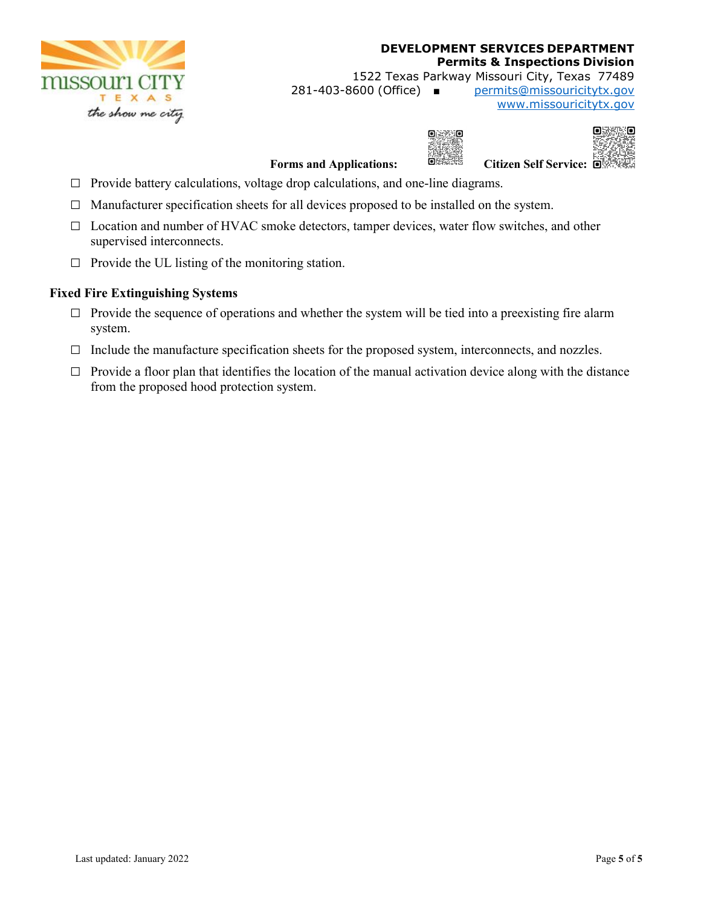- ☐ Provide battery calculations, voltage drop calculations, and one-line diagrams.
- ☐ Manufacturer specification sheets for all devices proposed to be installed on the system.
- ☐ Location and number of HVAC smoke detectors, tamper devices, water flow switches, and other supervised interconnects.
- ☐ Provide the UL listing of the monitoring station.

**Fixed Fire Extinguishing Systems**

- ☐ Provide the sequence of operations and whether the system will be tied into a preexisting fire alarm system.
- ☐ Include the manufacture specification sheets for the proposed system, interconnects, and nozzles.
- ☐ Provide a floor plan that identifies the location of the manual activation device along with the distance from the proposed hood protection system.